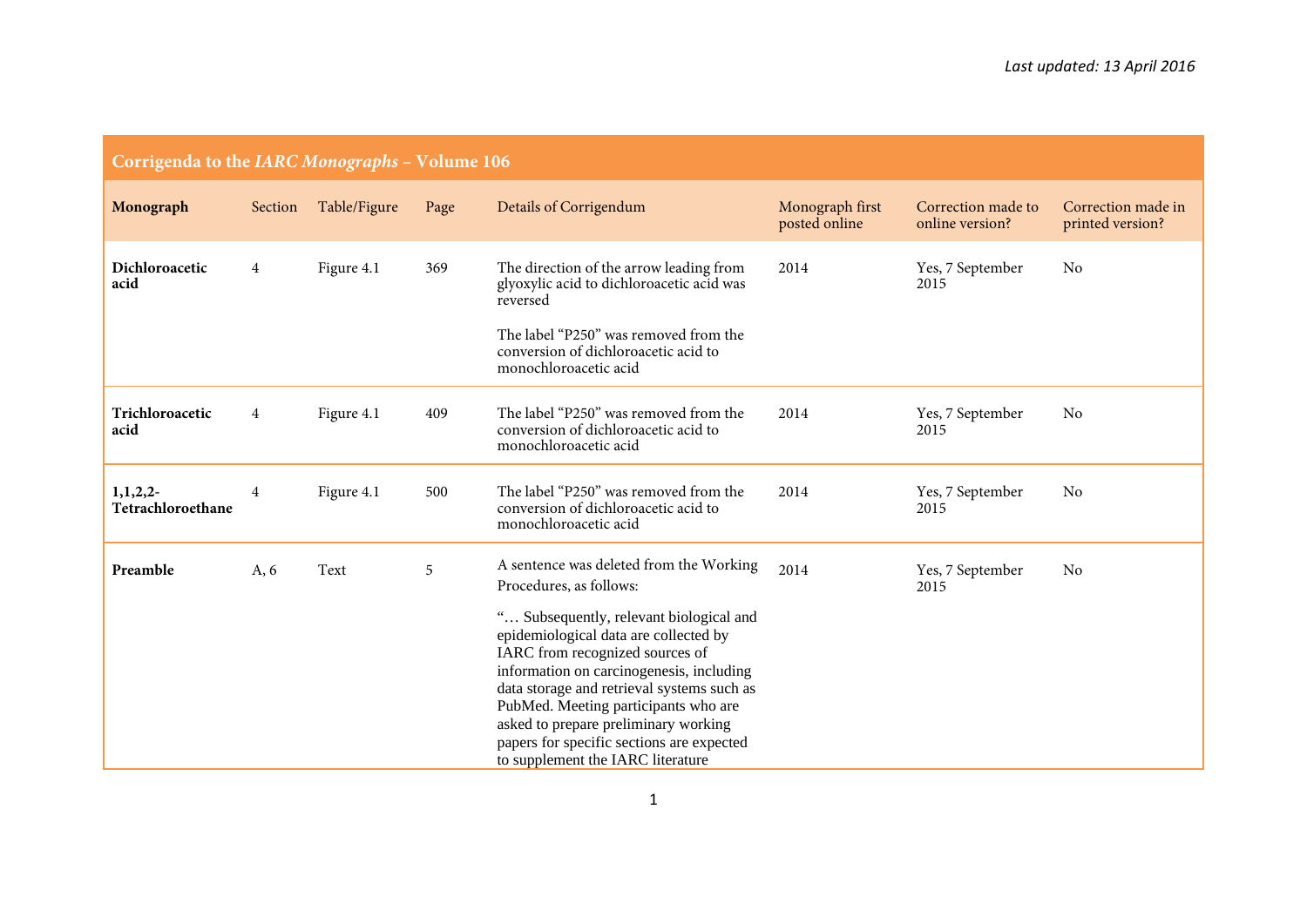*Last updated: 13 April 2016*

| Corrigenda to the *IARC Monographs* – Volume 106 | | | | | | | |
|---|---|---|---|---|---|---|---|
| **Monograph** | Section | Table/Figure | Page | Details of Corrigendum | Monograph first posted online | Correction made to online version? | Correction made in printed version? |
| **Dichloroacetic acid** | 4 | Figure 4.1 | 369 | The direction of the arrow leading from glyoxylic acid to dichloroacetic acid was reversed<br><br>The label "P250" was removed from the conversion of dichloroacetic acid to monochloroacetic acid | 2014 | Yes, 7 September 2015 | No |
| **Trichloroacetic acid** | 4 | Figure 4.1 | 409 | The label "P250" was removed from the conversion of dichloroacetic acid to monochloroacetic acid | 2014 | Yes, 7 September 2015 | No |
| **1,1,2,2-Tetrachloroethane** | 4 | Figure 4.1 | 500 | The label "P250" was removed from the conversion of dichloroacetic acid to monochloroacetic acid | 2014 | Yes, 7 September 2015 | No |
| **Preamble** | A, 6 | Text | 5 | A sentence was deleted from the Working Procedures, as follows:<br><br>"… Subsequently, relevant biological and epidemiological data are collected by IARC from recognized sources of information on carcinogenesis, including data storage and retrieval systems such as PubMed. Meeting participants who are asked to prepare preliminary working papers for specific sections are expected to supplement the IARC literature | 2014 | Yes, 7 September 2015 | No |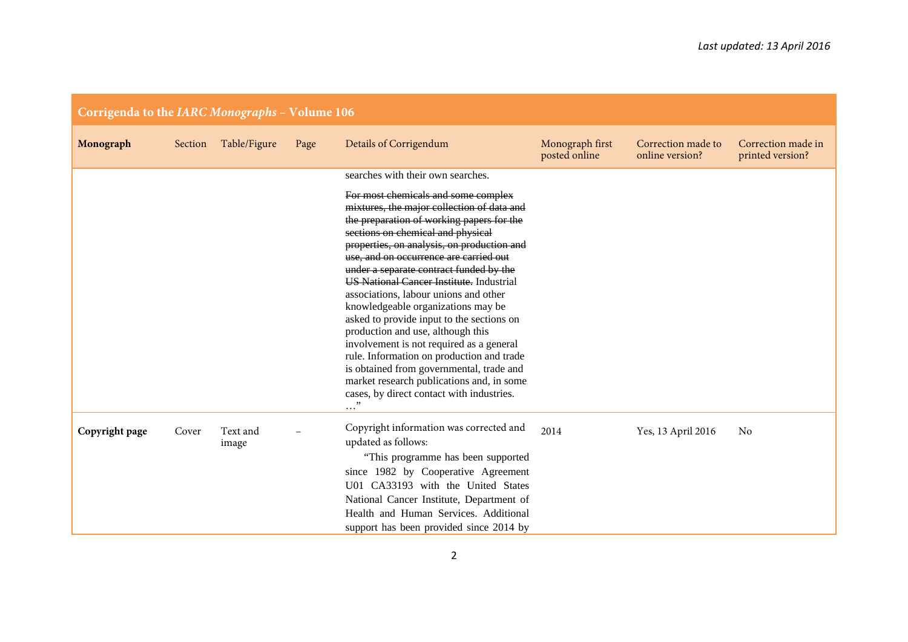| **Corrigenda to the *IARC Monographs* – Volume 106** | | | | | | | |
|---|---|---|---|---|---|---|---|
| **Monograph** | Section | Table/Figure | Page | Details of Corrigendum | Monograph first posted online | Correction made to online version? | Correction made in printed version? |
| | | | | searches with their own searches.<br><br>~~For most chemicals and some complex mixtures, the major collection of data and the preparation of working papers for the sections on chemical and physical properties, on analysis, on production and use, and on occurrence are carried out under a separate contract funded by the US National Cancer Institute.~~ Industrial associations, labour unions and other knowledgeable organizations may be asked to provide input to the sections on production and use, although this involvement is not required as a general rule. Information on production and trade is obtained from governmental, trade and market research publications and, in some cases, by direct contact with industries. …" | | | |
| **Copyright page** | Cover | Text and image | – | Copyright information was corrected and updated as follows:<br>"This programme has been supported since 1982 by Cooperative Agreement U01 CA33193 with the United States National Cancer Institute, Department of Health and Human Services. Additional support has been provided since 2014 by | 2014 | Yes, 13 April 2016 | No |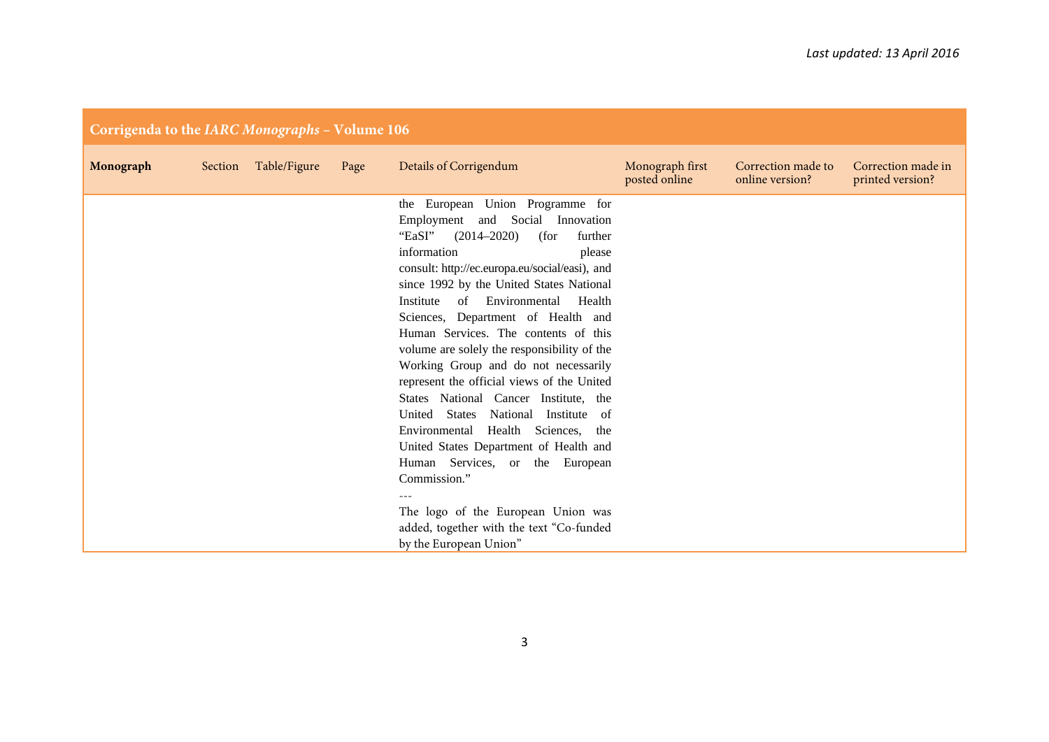## Corrigenda to the *IARC Monographs* – Volume 106

| Monograph | Section | Table/Figure | Page | Details of Corrigendum | Monograph first posted online | Correction made to online version? | Correction made in printed version? |
|---|---|---|---|---|---|---|---|
| | | | | the European Union Programme for Employment and Social Innovation "EaSI" (2014–2020) (for further information please consult: http://ec.europa.eu/social/easi), and since 1992 by the United States National Institute of Environmental Health Sciences, Department of Health and Human Services. The contents of this volume are solely the responsibility of the Working Group and do not necessarily represent the official views of the United States National Cancer Institute, the United States National Institute of Environmental Health Sciences, the United States Department of Health and Human Services, or the European Commission."<br>---<br>The logo of the European Union was added, together with the text "Co-funded by the European Union" | | | |